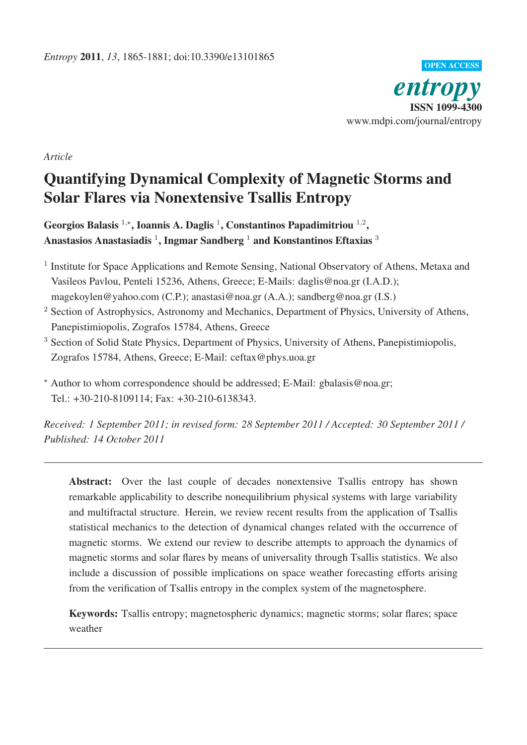*Article*

# Quantifying Dynamical Complexity of Magnetic Storms and Solar Flares via Nonextensive Tsallis Entropy

**Georgios Balasis [1,⋆], Ioannis A. Daglis [1], Constantinos Papadimitriou [1,2], Anastasios Anastasiadis [1], Ingmar Sandberg [1] and Konstantinos Eftaxias [3]**

[1] Institute for Space Applications and Remote Sensing, National Observatory of Athens, Metaxa and Vasileos Pavlou, Penteli 15236, Athens, Greece; E-Mails: daglis@noa.gr (I.A.D.); magekoylen@yahoo.com (C.P.); anastasi@noa.gr (A.A.); sandberg@noa.gr (I.S.)

[2] Section of Astrophysics, Astronomy and Mechanics, Department of Physics, University of Athens, Panepistimiopolis, Zografos 15784, Athens, Greece

[3] Section of Solid State Physics, Department of Physics, University of Athens, Panepistimiopolis, Zografos 15784, Athens, Greece; E-Mail: ceftax@phys.uoa.gr

⋆ Author to whom correspondence should be addressed; E-Mail: gbalasis@noa.gr; Tel.: +30-210-8109114; Fax: +30-210-6138343.

*Received: 1 September 2011; in revised form: 28 September 2011 / Accepted: 30 September 2011 / Published: 14 October 2011*

---

**Abstract:** Over the last couple of decades nonextensive Tsallis entropy has shown remarkable applicability to describe nonequilibrium physical systems with large variability and multifractal structure. Herein, we review recent results from the application of Tsallis statistical mechanics to the detection of dynamical changes related with the occurrence of magnetic storms. We extend our review to describe attempts to approach the dynamics of magnetic storms and solar flares by means of universality through Tsallis statistics. We also include a discussion of possible implications on space weather forecasting efforts arising from the verification of Tsallis entropy in the complex system of the magnetosphere.

**Keywords:** Tsallis entropy; magnetospheric dynamics; magnetic storms; solar flares; space weather

---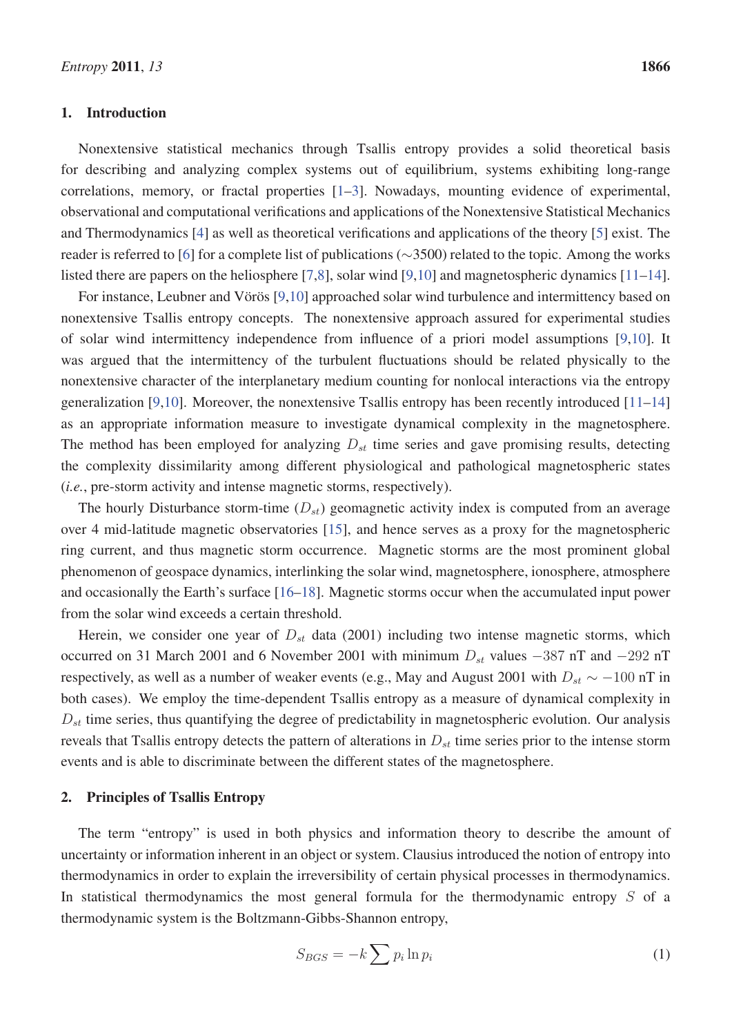## 1. Introduction

Nonextensive statistical mechanics through Tsallis entropy provides a solid theoretical basis for describing and analyzing complex systems out of equilibrium, systems exhibiting long-range correlations, memory, or fractal properties [1–3]. Nowadays, mounting evidence of experimental, observational and computational verifications and applications of the Nonextensive Statistical Mechanics and Thermodynamics [4] as well as theoretical verifications and applications of the theory [5] exist. The reader is referred to [6] for a complete list of publications (∼3500) related to the topic. Among the works listed there are papers on the heliosphere [7,8], solar wind [9,10] and magnetospheric dynamics [11–14].

For instance, Leubner and Vörös [9,10] approached solar wind turbulence and intermittency based on nonextensive Tsallis entropy concepts. The nonextensive approach assured for experimental studies of solar wind intermittency independence from influence of a priori model assumptions [9,10]. It was argued that the intermittency of the turbulent fluctuations should be related physically to the nonextensive character of the interplanetary medium counting for nonlocal interactions via the entropy generalization [9,10]. Moreover, the nonextensive Tsallis entropy has been recently introduced [11–14] as an appropriate information measure to investigate dynamical complexity in the magnetosphere. The method has been employed for analyzing $D_{st}$ time series and gave promising results, detecting the complexity dissimilarity among different physiological and pathological magnetospheric states (*i.e.*, pre-storm activity and intense magnetic storms, respectively).

The hourly Disturbance storm-time ($D_{st}$) geomagnetic activity index is computed from an average over 4 mid-latitude magnetic observatories [15], and hence serves as a proxy for the magnetospheric ring current, and thus magnetic storm occurrence. Magnetic storms are the most prominent global phenomenon of geospace dynamics, interlinking the solar wind, magnetosphere, ionosphere, atmosphere and occasionally the Earth's surface [16–18]. Magnetic storms occur when the accumulated input power from the solar wind exceeds a certain threshold.

Herein, we consider one year of $D_{st}$ data (2001) including two intense magnetic storms, which occurred on 31 March 2001 and 6 November 2001 with minimum $D_{st}$ values $-387$ nT and $-292$ nT respectively, as well as a number of weaker events (e.g., May and August 2001 with $D_{st} \sim -100$ nT in both cases). We employ the time-dependent Tsallis entropy as a measure of dynamical complexity in $D_{st}$ time series, thus quantifying the degree of predictability in magnetospheric evolution. Our analysis reveals that Tsallis entropy detects the pattern of alterations in $D_{st}$ time series prior to the intense storm events and is able to discriminate between the different states of the magnetosphere.

## 2. Principles of Tsallis Entropy

The term "entropy" is used in both physics and information theory to describe the amount of uncertainty or information inherent in an object or system. Clausius introduced the notion of entropy into thermodynamics in order to explain the irreversibility of certain physical processes in thermodynamics. In statistical thermodynamics the most general formula for the thermodynamic entropy $S$ of a thermodynamic system is the Boltzmann-Gibbs-Shannon entropy,

$$S_{BGS} = -k \sum p_i \ln p_i \tag{1}$$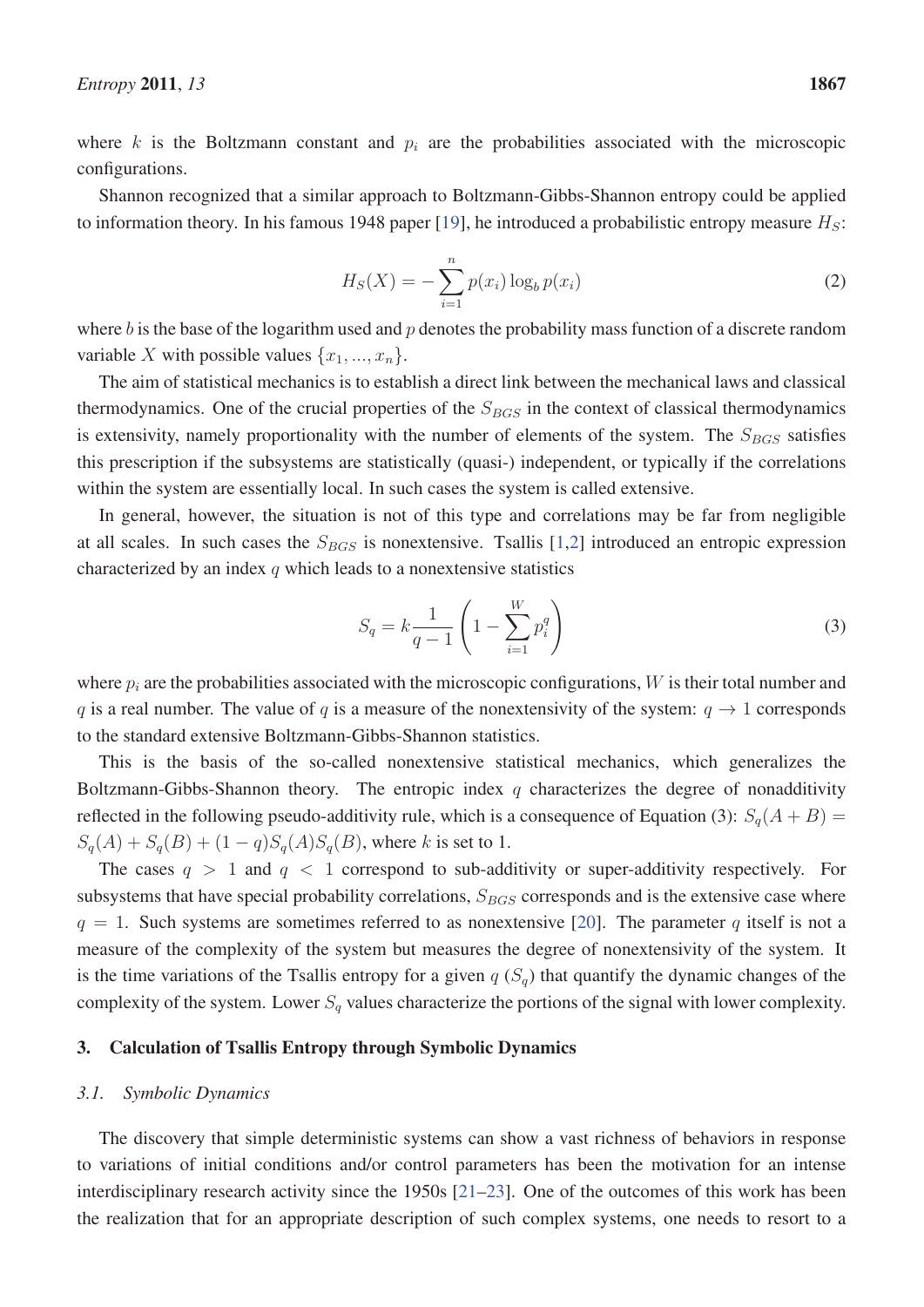where $k$ is the Boltzmann constant and $p_i$ are the probabilities associated with the microscopic configurations.

Shannon recognized that a similar approach to Boltzmann-Gibbs-Shannon entropy could be applied to information theory. In his famous 1948 paper [19], he introduced a probabilistic entropy measure $H_S$:

$$H_S(X) = -\sum_{i=1}^{n} p(x_i) \log_b p(x_i) \tag{2}$$

where $b$ is the base of the logarithm used and $p$ denotes the probability mass function of a discrete random variable $X$ with possible values $\{x_1, ..., x_n\}$.

The aim of statistical mechanics is to establish a direct link between the mechanical laws and classical thermodynamics. One of the crucial properties of the $S_{BGS}$ in the context of classical thermodynamics is extensivity, namely proportionality with the number of elements of the system. The $S_{BGS}$ satisfies this prescription if the subsystems are statistically (quasi-) independent, or typically if the correlations within the system are essentially local. In such cases the system is called extensive.

In general, however, the situation is not of this type and correlations may be far from negligible at all scales. In such cases the $S_{BGS}$ is nonextensive. Tsallis [1,2] introduced an entropic expression characterized by an index $q$ which leads to a nonextensive statistics

$$S_q = k \frac{1}{q-1} \left( 1 - \sum_{i=1}^{W} p_i^q \right) \tag{3}$$

where $p_i$ are the probabilities associated with the microscopic configurations, $W$ is their total number and $q$ is a real number. The value of $q$ is a measure of the nonextensivity of the system: $q \to 1$ corresponds to the standard extensive Boltzmann-Gibbs-Shannon statistics.

This is the basis of the so-called nonextensive statistical mechanics, which generalizes the Boltzmann-Gibbs-Shannon theory. The entropic index $q$ characterizes the degree of nonadditivity reflected in the following pseudo-additivity rule, which is a consequence of Equation (3): $S_q(A + B) = S_q(A) + S_q(B) + (1 - q)S_q(A)S_q(B)$, where $k$ is set to 1.

The cases $q > 1$ and $q < 1$ correspond to sub-additivity or super-additivity respectively. For subsystems that have special probability correlations, $S_{BGS}$ corresponds and is the extensive case where $q = 1$. Such systems are sometimes referred to as nonextensive [20]. The parameter $q$ itself is not a measure of the complexity of the system but measures the degree of nonextensivity of the system. It is the time variations of the Tsallis entropy for a given $q$ ($S_q$) that quantify the dynamic changes of the complexity of the system. Lower $S_q$ values characterize the portions of the signal with lower complexity.

## 3. Calculation of Tsallis Entropy through Symbolic Dynamics

### *3.1. Symbolic Dynamics*

The discovery that simple deterministic systems can show a vast richness of behaviors in response to variations of initial conditions and/or control parameters has been the motivation for an intense interdisciplinary research activity since the 1950s [21–23]. One of the outcomes of this work has been the realization that for an appropriate description of such complex systems, one needs to resort to a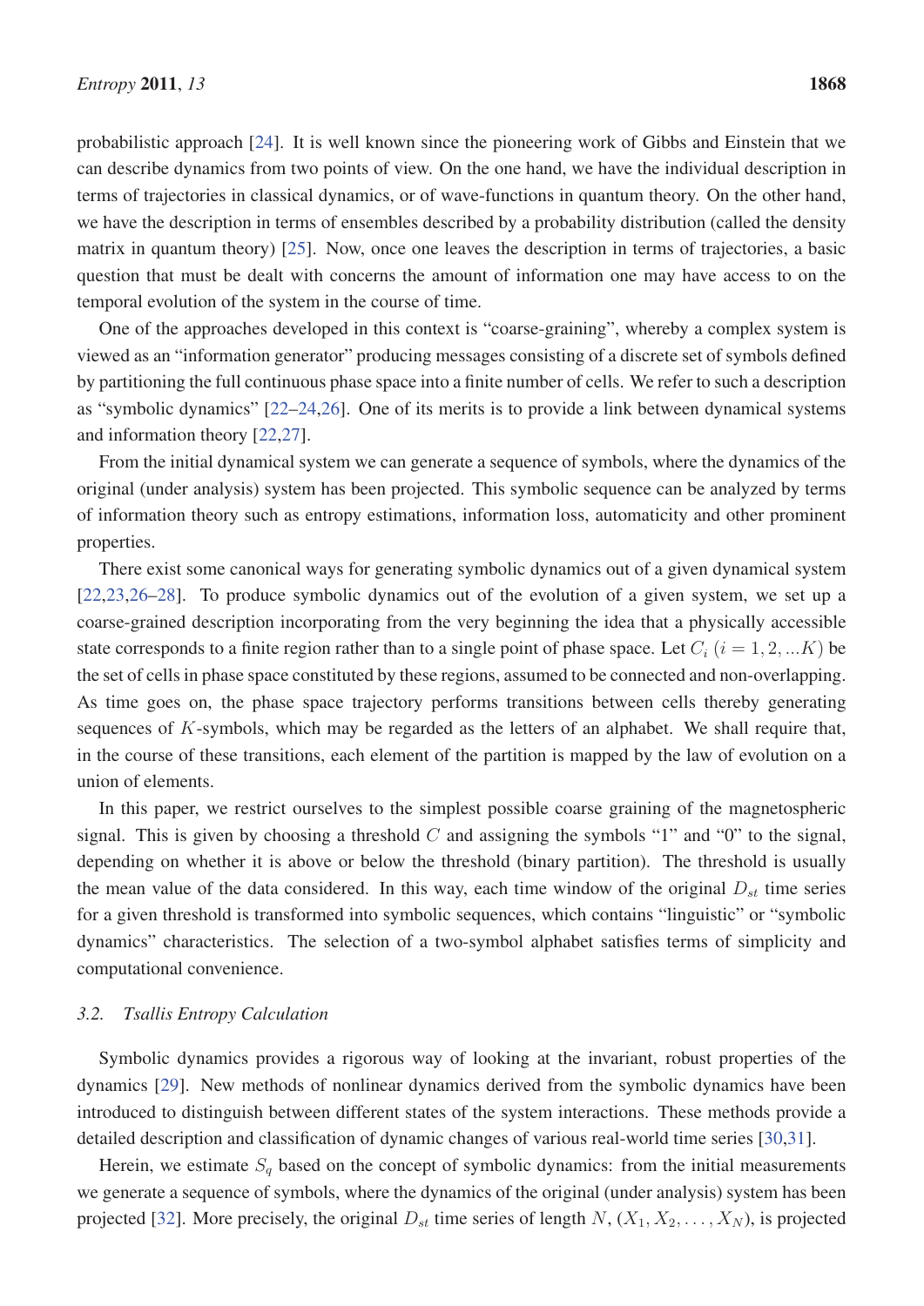probabilistic approach [24]. It is well known since the pioneering work of Gibbs and Einstein that we can describe dynamics from two points of view. On the one hand, we have the individual description in terms of trajectories in classical dynamics, or of wave-functions in quantum theory. On the other hand, we have the description in terms of ensembles described by a probability distribution (called the density matrix in quantum theory) [25]. Now, once one leaves the description in terms of trajectories, a basic question that must be dealt with concerns the amount of information one may have access to on the temporal evolution of the system in the course of time.

One of the approaches developed in this context is "coarse-graining", whereby a complex system is viewed as an "information generator" producing messages consisting of a discrete set of symbols defined by partitioning the full continuous phase space into a finite number of cells. We refer to such a description as "symbolic dynamics" [22–24,26]. One of its merits is to provide a link between dynamical systems and information theory [22,27].

From the initial dynamical system we can generate a sequence of symbols, where the dynamics of the original (under analysis) system has been projected. This symbolic sequence can be analyzed by terms of information theory such as entropy estimations, information loss, automaticity and other prominent properties.

There exist some canonical ways for generating symbolic dynamics out of a given dynamical system [22,23,26–28]. To produce symbolic dynamics out of the evolution of a given system, we set up a coarse-grained description incorporating from the very beginning the idea that a physically accessible state corresponds to a finite region rather than to a single point of phase space. Let $C_i$ $(i = 1, 2, ...K)$ be the set of cells in phase space constituted by these regions, assumed to be connected and non-overlapping. As time goes on, the phase space trajectory performs transitions between cells thereby generating sequences of $K$-symbols, which may be regarded as the letters of an alphabet. We shall require that, in the course of these transitions, each element of the partition is mapped by the law of evolution on a union of elements.

In this paper, we restrict ourselves to the simplest possible coarse graining of the magnetospheric signal. This is given by choosing a threshold $C$ and assigning the symbols "1" and "0" to the signal, depending on whether it is above or below the threshold (binary partition). The threshold is usually the mean value of the data considered. In this way, each time window of the original $D_{st}$ time series for a given threshold is transformed into symbolic sequences, which contains "linguistic" or "symbolic dynamics" characteristics. The selection of a two-symbol alphabet satisfies terms of simplicity and computational convenience.

### *3.2. Tsallis Entropy Calculation*

Symbolic dynamics provides a rigorous way of looking at the invariant, robust properties of the dynamics [29]. New methods of nonlinear dynamics derived from the symbolic dynamics have been introduced to distinguish between different states of the system interactions. These methods provide a detailed description and classification of dynamic changes of various real-world time series [30,31].

Herein, we estimate $S_q$ based on the concept of symbolic dynamics: from the initial measurements we generate a sequence of symbols, where the dynamics of the original (under analysis) system has been projected [32]. More precisely, the original $D_{st}$ time series of length $N$, $(X_1, X_2, \ldots, X_N)$, is projected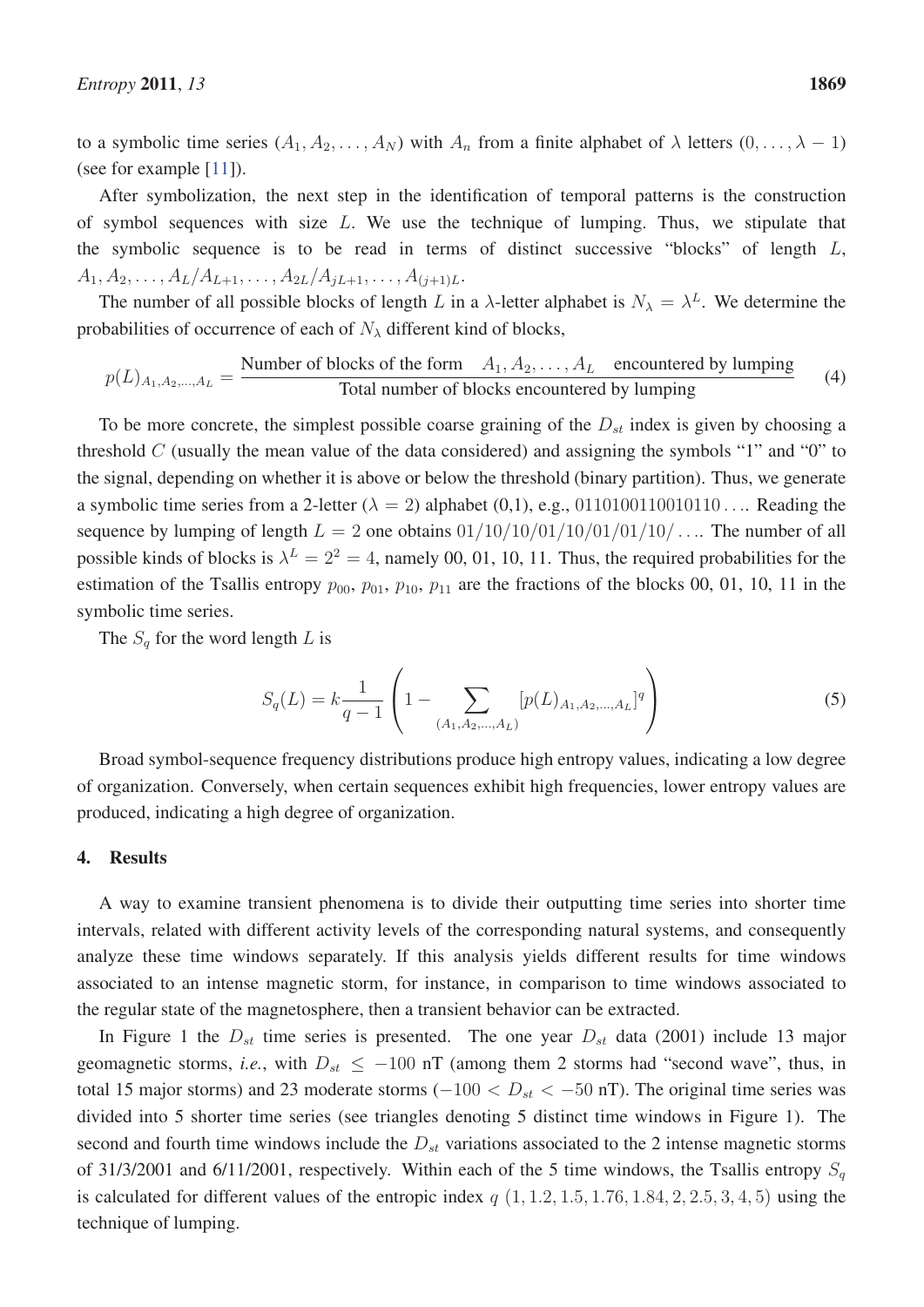to a symbolic time series $(A_1, A_2, \ldots, A_N)$ with $A_n$ from a finite alphabet of $\lambda$ letters $(0, \ldots, \lambda - 1)$ (see for example [11]).

After symbolization, the next step in the identification of temporal patterns is the construction of symbol sequences with size $L$. We use the technique of lumping. Thus, we stipulate that the symbolic sequence is to be read in terms of distinct successive "blocks" of length $L$, $A_1, A_2, \ldots, A_L / A_{L+1}, \ldots, A_{2L} / A_{jL+1}, \ldots, A_{(j+1)L}$.

The number of all possible blocks of length $L$ in a $\lambda$-letter alphabet is $N_\lambda = \lambda^L$. We determine the probabilities of occurrence of each of $N_\lambda$ different kind of blocks,

$$p(L)_{A_1,A_2,\ldots,A_L} = \frac{\text{Number of blocks of the form} \quad A_1, A_2, \ldots, A_L \quad \text{encountered by lumping}}{\text{Total number of blocks encountered by lumping}} \tag{4}$$

To be more concrete, the simplest possible coarse graining of the $D_{st}$ index is given by choosing a threshold $C$ (usually the mean value of the data considered) and assigning the symbols "1" and "0" to the signal, depending on whether it is above or below the threshold (binary partition). Thus, we generate a symbolic time series from a 2-letter ($\lambda = 2$) alphabet (0,1), e.g., $0110100110010110\ldots$. Reading the sequence by lumping of length $L = 2$ one obtains $01/10/10/01/10/01/01/10/\ldots$. The number of all possible kinds of blocks is $\lambda^L = 2^2 = 4$, namely 00, 01, 10, 11. Thus, the required probabilities for the estimation of the Tsallis entropy $p_{00}$, $p_{01}$, $p_{10}$, $p_{11}$ are the fractions of the blocks 00, 01, 10, 11 in the symbolic time series.

The $S_q$ for the word length $L$ is

$$S_q(L) = k \frac{1}{q-1} \left( 1 - \sum_{(A_1,A_2,\ldots,A_L)} [p(L)_{A_1,A_2,\ldots,A_L}]^q \right) \tag{5}$$

Broad symbol-sequence frequency distributions produce high entropy values, indicating a low degree of organization. Conversely, when certain sequences exhibit high frequencies, lower entropy values are produced, indicating a high degree of organization.

## 4. Results

A way to examine transient phenomena is to divide their outputting time series into shorter time intervals, related with different activity levels of the corresponding natural systems, and consequently analyze these time windows separately. If this analysis yields different results for time windows associated to an intense magnetic storm, for instance, in comparison to time windows associated to the regular state of the magnetosphere, then a transient behavior can be extracted.

In Figure 1 the $D_{st}$ time series is presented. The one year $D_{st}$ data (2001) include 13 major geomagnetic storms, *i.e.*, with $D_{st} \leq -100$ nT (among them 2 storms had "second wave", thus, in total 15 major storms) and 23 moderate storms ($-100 < D_{st} < -50$ nT). The original time series was divided into 5 shorter time series (see triangles denoting 5 distinct time windows in Figure 1). The second and fourth time windows include the $D_{st}$ variations associated to the 2 intense magnetic storms of 31/3/2001 and 6/11/2001, respectively. Within each of the 5 time windows, the Tsallis entropy $S_q$ is calculated for different values of the entropic index $q$ $(1, 1.2, 1.5, 1.76, 1.84, 2, 2.5, 3, 4, 5)$ using the technique of lumping.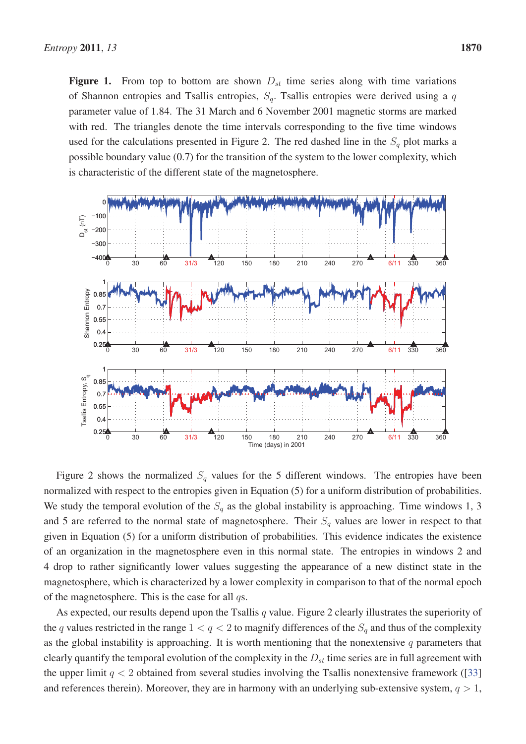**Figure 1.** From top to bottom are shown $D_{st}$ time series along with time variations of Shannon entropies and Tsallis entropies, $S_q$. Tsallis entropies were derived using a $q$ parameter value of 1.84. The 31 March and 6 November 2001 magnetic storms are marked with red. The triangles denote the time intervals corresponding to the five time windows used for the calculations presented in Figure 2. The red dashed line in the $S_q$ plot marks a possible boundary value (0.7) for the transition of the system to the lower complexity, which is characteristic of the different state of the magnetosphere.

Figure 2 shows the normalized $S_q$ values for the 5 different windows. The entropies have been normalized with respect to the entropies given in Equation (5) for a uniform distribution of probabilities. We study the temporal evolution of the $S_q$ as the global instability is approaching. Time windows 1, 3 and 5 are referred to the normal state of magnetosphere. Their $S_q$ values are lower in respect to that given in Equation (5) for a uniform distribution of probabilities. This evidence indicates the existence of an organization in the magnetosphere even in this normal state. The entropies in windows 2 and 4 drop to rather significantly lower values suggesting the appearance of a new distinct state in the magnetosphere, which is characterized by a lower complexity in comparison to that of the normal epoch of the magnetosphere. This is the case for all $q$s.

As expected, our results depend upon the Tsallis $q$ value. Figure 2 clearly illustrates the superiority of the $q$ values restricted in the range $1 < q < 2$ to magnify differences of the $S_q$ and thus of the complexity as the global instability is approaching. It is worth mentioning that the nonextensive $q$ parameters that clearly quantify the temporal evolution of the complexity in the $D_{st}$ time series are in full agreement with the upper limit $q < 2$ obtained from several studies involving the Tsallis nonextensive framework ([33] and references therein). Moreover, they are in harmony with an underlying sub-extensive system, $q > 1$,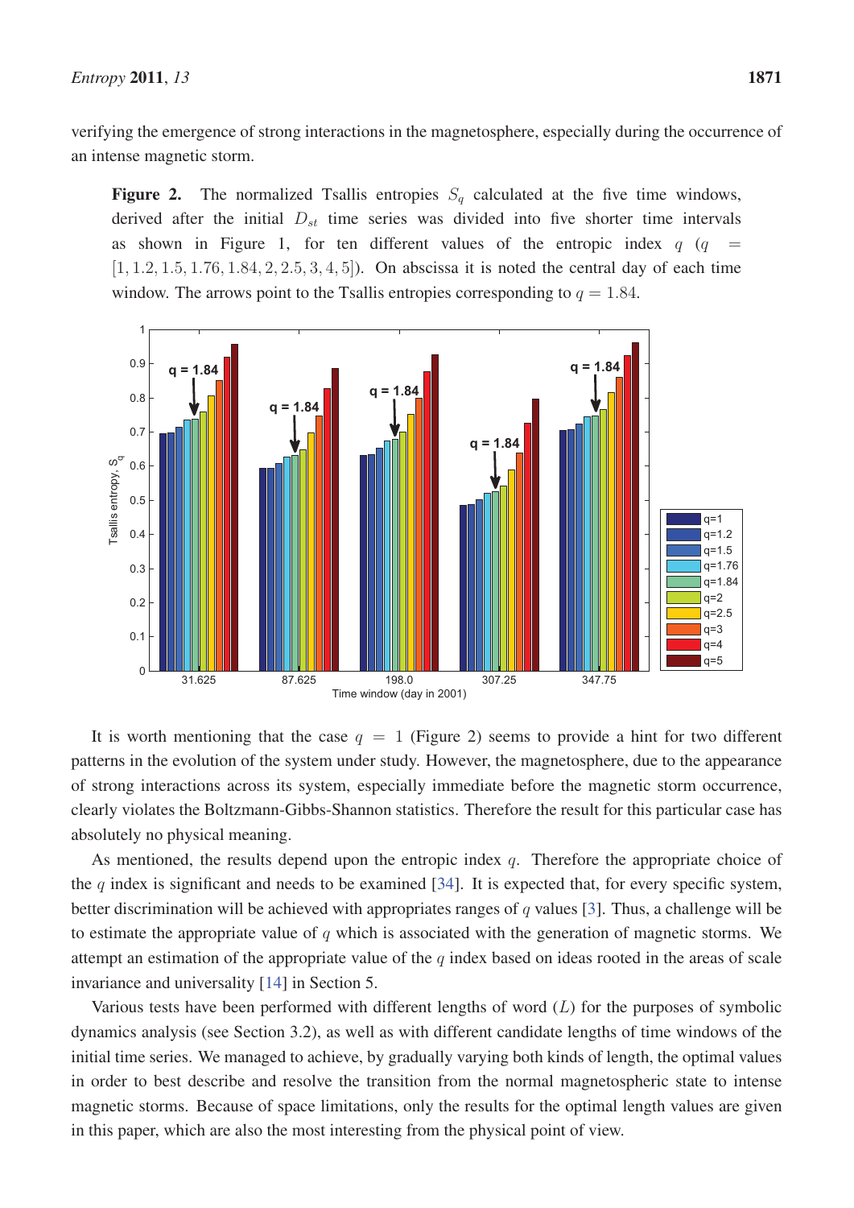verifying the emergence of strong interactions in the magnetosphere, especially during the occurrence of an intense magnetic storm.

**Figure 2.** The normalized Tsallis entropies $S_q$ calculated at the five time windows, derived after the initial $D_{st}$ time series was divided into five shorter time intervals as shown in Figure 1, for ten different values of the entropic index $q$ ($q = [1, 1.2, 1.5, 1.76, 1.84, 2, 2.5, 3, 4, 5]$). On abscissa it is noted the central day of each time window. The arrows point to the Tsallis entropies corresponding to $q = 1.84$.

It is worth mentioning that the case $q = 1$ (Figure 2) seems to provide a hint for two different patterns in the evolution of the system under study. However, the magnetosphere, due to the appearance of strong interactions across its system, especially immediate before the magnetic storm occurrence, clearly violates the Boltzmann-Gibbs-Shannon statistics. Therefore the result for this particular case has absolutely no physical meaning.

As mentioned, the results depend upon the entropic index $q$. Therefore the appropriate choice of the $q$ index is significant and needs to be examined [34]. It is expected that, for every specific system, better discrimination will be achieved with appropriates ranges of $q$ values [3]. Thus, a challenge will be to estimate the appropriate value of $q$ which is associated with the generation of magnetic storms. We attempt an estimation of the appropriate value of the $q$ index based on ideas rooted in the areas of scale invariance and universality [14] in Section 5.

Various tests have been performed with different lengths of word ($L$) for the purposes of symbolic dynamics analysis (see Section 3.2), as well as with different candidate lengths of time windows of the initial time series. We managed to achieve, by gradually varying both kinds of length, the optimal values in order to best describe and resolve the transition from the normal magnetospheric state to intense magnetic storms. Because of space limitations, only the results for the optimal length values are given in this paper, which are also the most interesting from the physical point of view.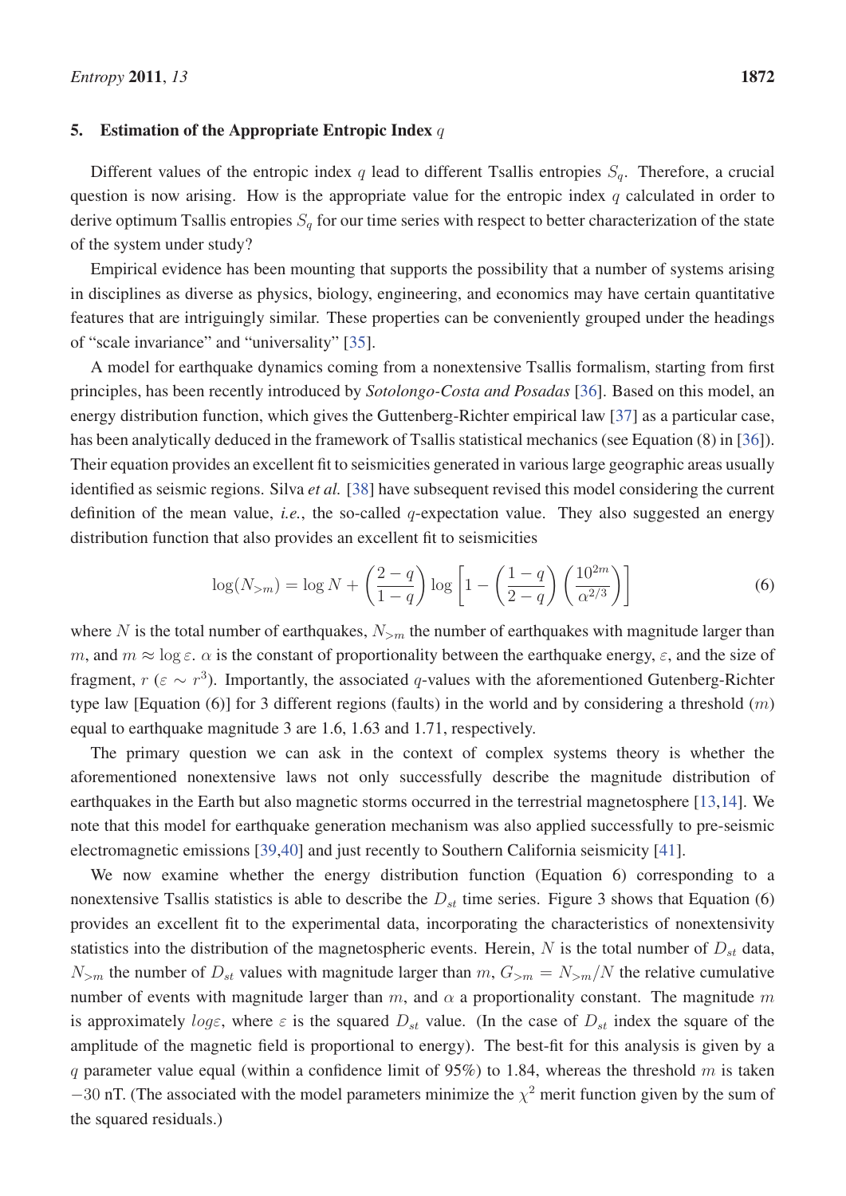## 5. Estimation of the Appropriate Entropic Index $q$

Different values of the entropic index $q$ lead to different Tsallis entropies $S_q$. Therefore, a crucial question is now arising. How is the appropriate value for the entropic index $q$ calculated in order to derive optimum Tsallis entropies $S_q$ for our time series with respect to better characterization of the state of the system under study?

Empirical evidence has been mounting that supports the possibility that a number of systems arising in disciplines as diverse as physics, biology, engineering, and economics may have certain quantitative features that are intriguingly similar. These properties can be conveniently grouped under the headings of "scale invariance" and "universality" [35].

A model for earthquake dynamics coming from a nonextensive Tsallis formalism, starting from first principles, has been recently introduced by *Sotolongo-Costa and Posadas* [36]. Based on this model, an energy distribution function, which gives the Guttenberg-Richter empirical law [37] as a particular case, has been analytically deduced in the framework of Tsallis statistical mechanics (see Equation (8) in [36]). Their equation provides an excellent fit to seismicities generated in various large geographic areas usually identified as seismic regions. Silva *et al.* [38] have subsequent revised this model considering the current definition of the mean value, *i.e.*, the so-called $q$-expectation value. They also suggested an energy distribution function that also provides an excellent fit to seismicities

$$\log(N_{>m}) = \log N + \left(\frac{2-q}{1-q}\right) \log\left[1 - \left(\frac{1-q}{2-q}\right)\left(\frac{10^{2m}}{\alpha^{2/3}}\right)\right] \tag{6}$$

where $N$ is the total number of earthquakes, $N_{>m}$ the number of earthquakes with magnitude larger than $m$, and $m \approx \log\varepsilon$. $\alpha$ is the constant of proportionality between the earthquake energy, $\varepsilon$, and the size of fragment, $r$ ($\varepsilon \sim r^3$). Importantly, the associated $q$-values with the aforementioned Gutenberg-Richter type law [Equation (6)] for 3 different regions (faults) in the world and by considering a threshold ($m$) equal to earthquake magnitude 3 are 1.6, 1.63 and 1.71, respectively.

The primary question we can ask in the context of complex systems theory is whether the aforementioned nonextensive laws not only successfully describe the magnitude distribution of earthquakes in the Earth but also magnetic storms occurred in the terrestrial magnetosphere [13,14]. We note that this model for earthquake generation mechanism was also applied successfully to pre-seismic electromagnetic emissions [39,40] and just recently to Southern California seismicity [41].

We now examine whether the energy distribution function (Equation 6) corresponding to a nonextensive Tsallis statistics is able to describe the $D_{st}$ time series. Figure 3 shows that Equation (6) provides an excellent fit to the experimental data, incorporating the characteristics of nonextensivity statistics into the distribution of the magnetospheric events. Herein, $N$ is the total number of $D_{st}$ data, $N_{>m}$ the number of $D_{st}$ values with magnitude larger than $m$, $G_{>m} = N_{>m}/N$ the relative cumulative number of events with magnitude larger than $m$, and $\alpha$ a proportionality constant. The magnitude $m$ is approximately $log\varepsilon$, where $\varepsilon$ is the squared $D_{st}$ value. (In the case of $D_{st}$ index the square of the amplitude of the magnetic field is proportional to energy). The best-fit for this analysis is given by a $q$ parameter value equal (within a confidence limit of 95%) to 1.84, whereas the threshold $m$ is taken $-30$ nT. (The associated with the model parameters minimize the $\chi^2$ merit function given by the sum of the squared residuals.)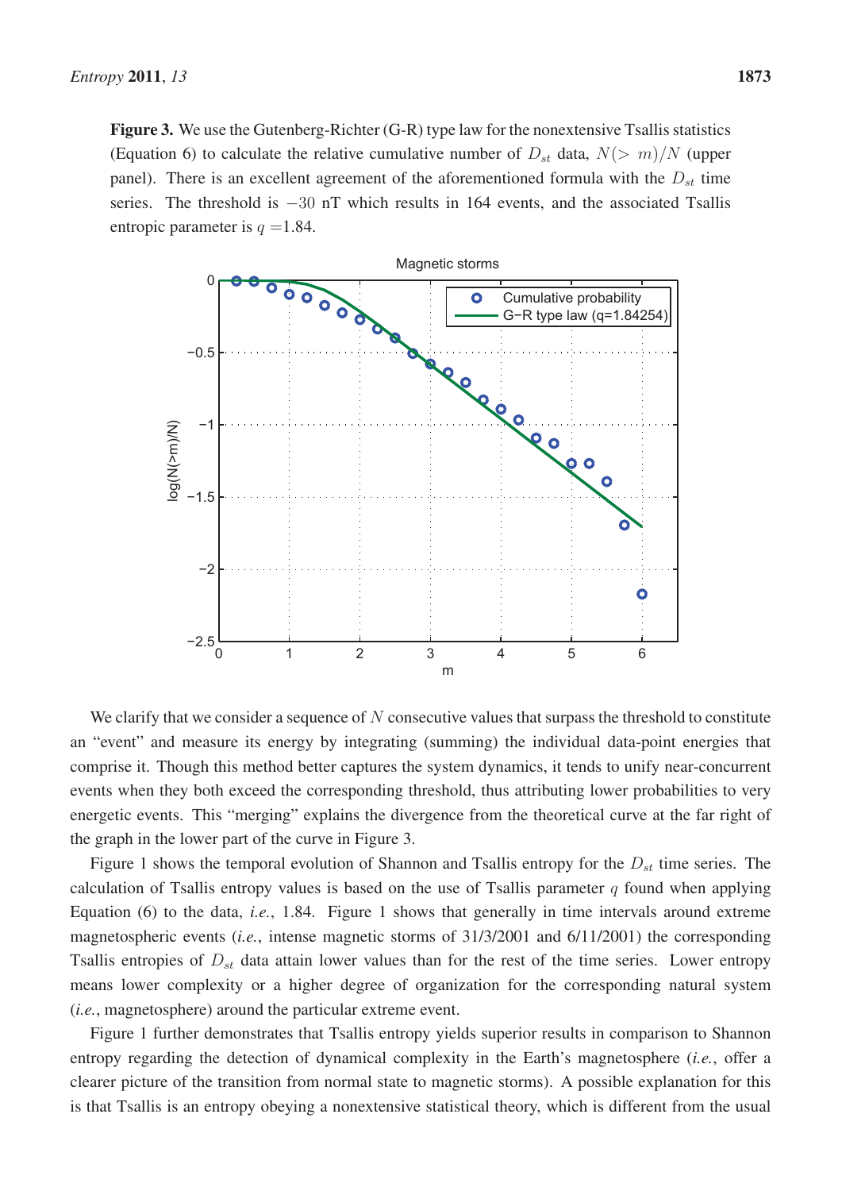**Figure 3.** We use the Gutenberg-Richter (G-R) type law for the nonextensive Tsallis statistics (Equation 6) to calculate the relative cumulative number of $D_{st}$ data, $N(> m)/N$ (upper panel). There is an excellent agreement of the aforementioned formula with the $D_{st}$ time series. The threshold is $-30$ nT which results in 164 events, and the associated Tsallis entropic parameter is $q$ =1.84.

We clarify that we consider a sequence of $N$ consecutive values that surpass the threshold to constitute an "event" and measure its energy by integrating (summing) the individual data-point energies that comprise it. Though this method better captures the system dynamics, it tends to unify near-concurrent events when they both exceed the corresponding threshold, thus attributing lower probabilities to very energetic events. This "merging" explains the divergence from the theoretical curve at the far right of the graph in the lower part of the curve in Figure 3.

Figure 1 shows the temporal evolution of Shannon and Tsallis entropy for the $D_{st}$ time series. The calculation of Tsallis entropy values is based on the use of Tsallis parameter $q$ found when applying Equation (6) to the data, *i.e.*, 1.84. Figure 1 shows that generally in time intervals around extreme magnetospheric events (*i.e.*, intense magnetic storms of 31/3/2001 and 6/11/2001) the corresponding Tsallis entropies of $D_{st}$ data attain lower values than for the rest of the time series. Lower entropy means lower complexity or a higher degree of organization for the corresponding natural system (*i.e.*, magnetosphere) around the particular extreme event.

Figure 1 further demonstrates that Tsallis entropy yields superior results in comparison to Shannon entropy regarding the detection of dynamical complexity in the Earth's magnetosphere (*i.e.*, offer a clearer picture of the transition from normal state to magnetic storms). A possible explanation for this is that Tsallis is an entropy obeying a nonextensive statistical theory, which is different from the usual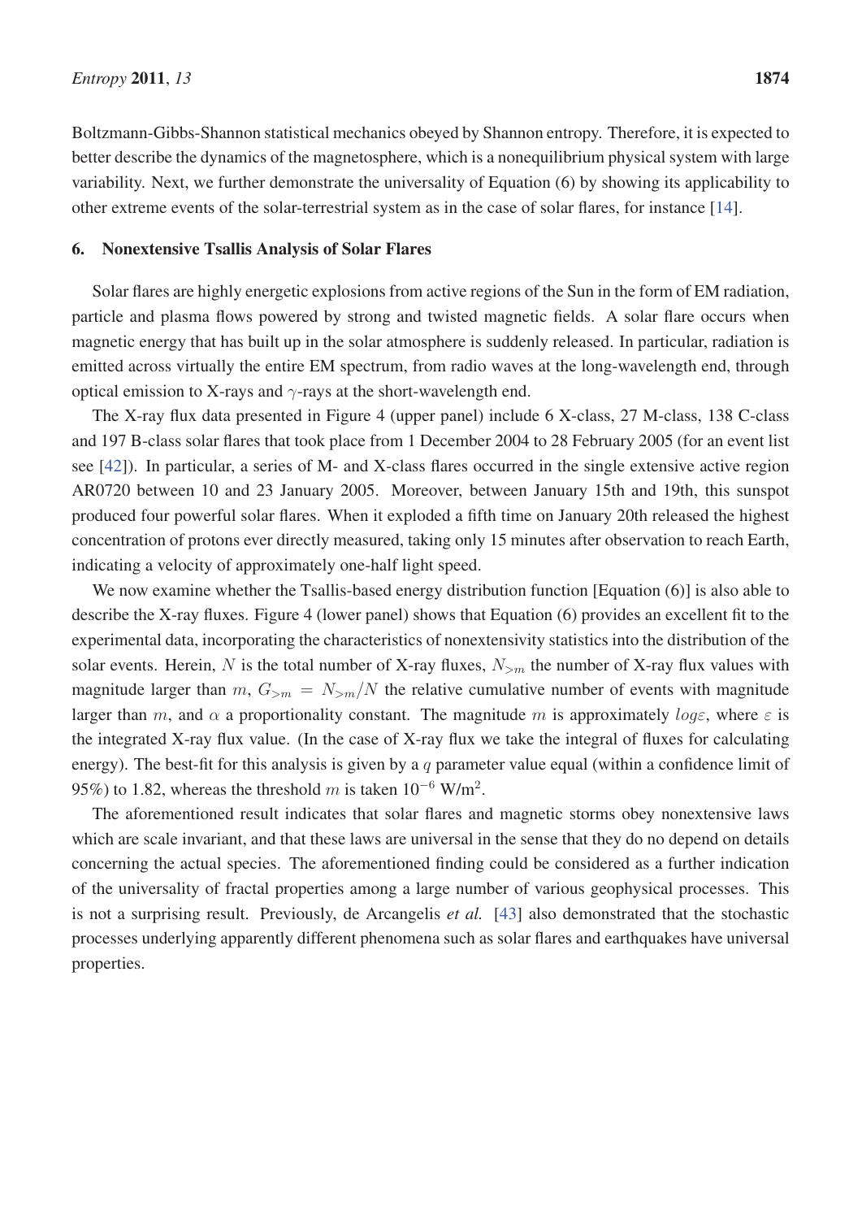Boltzmann-Gibbs-Shannon statistical mechanics obeyed by Shannon entropy. Therefore, it is expected to better describe the dynamics of the magnetosphere, which is a nonequilibrium physical system with large variability. Next, we further demonstrate the universality of Equation (6) by showing its applicability to other extreme events of the solar-terrestrial system as in the case of solar flares, for instance [14].

## 6. Nonextensive Tsallis Analysis of Solar Flares

Solar flares are highly energetic explosions from active regions of the Sun in the form of EM radiation, particle and plasma flows powered by strong and twisted magnetic fields. A solar flare occurs when magnetic energy that has built up in the solar atmosphere is suddenly released. In particular, radiation is emitted across virtually the entire EM spectrum, from radio waves at the long-wavelength end, through optical emission to X-rays and $\gamma$-rays at the short-wavelength end.

The X-ray flux data presented in Figure 4 (upper panel) include 6 X-class, 27 M-class, 138 C-class and 197 B-class solar flares that took place from 1 December 2004 to 28 February 2005 (for an event list see [42]). In particular, a series of M- and X-class flares occurred in the single extensive active region AR0720 between 10 and 23 January 2005. Moreover, between January 15th and 19th, this sunspot produced four powerful solar flares. When it exploded a fifth time on January 20th released the highest concentration of protons ever directly measured, taking only 15 minutes after observation to reach Earth, indicating a velocity of approximately one-half light speed.

We now examine whether the Tsallis-based energy distribution function [Equation (6)] is also able to describe the X-ray fluxes. Figure 4 (lower panel) shows that Equation (6) provides an excellent fit to the experimental data, incorporating the characteristics of nonextensivity statistics into the distribution of the solar events. Herein, $N$ is the total number of X-ray fluxes, $N_{>m}$ the number of X-ray flux values with magnitude larger than $m$, $G_{>m} = N_{>m}/N$ the relative cumulative number of events with magnitude larger than $m$, and $\alpha$ a proportionality constant. The magnitude $m$ is approximately $log\varepsilon$, where $\varepsilon$ is the integrated X-ray flux value. (In the case of X-ray flux we take the integral of fluxes for calculating energy). The best-fit for this analysis is given by a $q$ parameter value equal (within a confidence limit of 95%) to 1.82, whereas the threshold $m$ is taken $10^{-6}$ W/m$^2$.

The aforementioned result indicates that solar flares and magnetic storms obey nonextensive laws which are scale invariant, and that these laws are universal in the sense that they do no depend on details concerning the actual species. The aforementioned finding could be considered as a further indication of the universality of fractal properties among a large number of various geophysical processes. This is not a surprising result. Previously, de Arcangelis *et al.* [43] also demonstrated that the stochastic processes underlying apparently different phenomena such as solar flares and earthquakes have universal properties.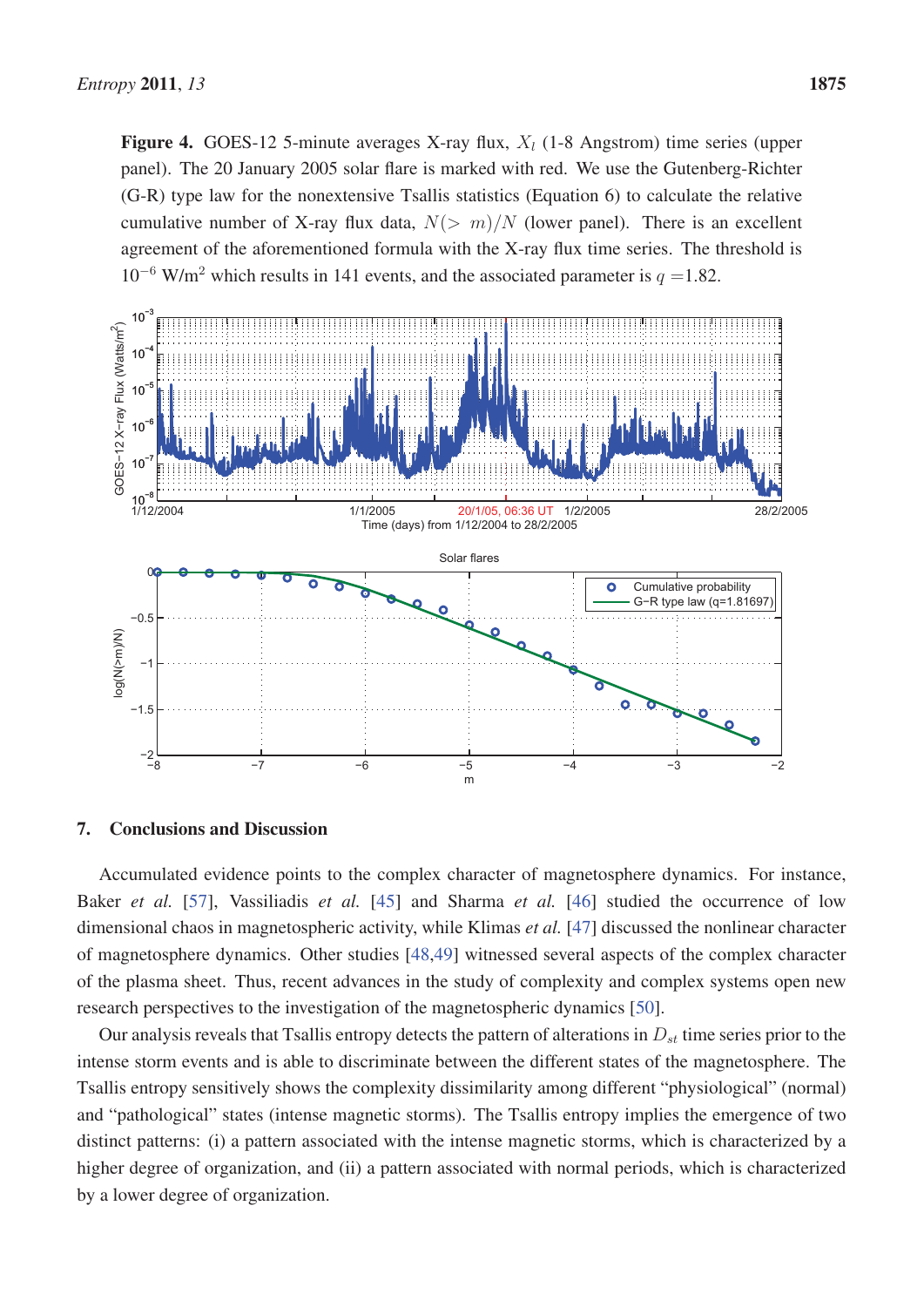**Figure 4.** GOES-12 5-minute averages X-ray flux, $X_t$ (1-8 Angstrom) time series (upper panel). The 20 January 2005 solar flare is marked with red. We use the Gutenberg-Richter (G-R) type law for the nonextensive Tsallis statistics (Equation 6) to calculate the relative cumulative number of X-ray flux data, $N(>m)/N$ (lower panel). There is an excellent agreement of the aforementioned formula with the X-ray flux time series. The threshold is $10^{-6}$ W/m$^2$ which results in 141 events, and the associated parameter is $q$ =1.82.

## 7. Conclusions and Discussion

Accumulated evidence points to the complex character of magnetosphere dynamics. For instance, Baker *et al.* [57], Vassiliadis *et al.* [45] and Sharma *et al.* [46] studied the occurrence of low dimensional chaos in magnetospheric activity, while Klimas *et al.* [47] discussed the nonlinear character of magnetosphere dynamics. Other studies [48,49] witnessed several aspects of the complex character of the plasma sheet. Thus, recent advances in the study of complexity and complex systems open new research perspectives to the investigation of the magnetospheric dynamics [50].

Our analysis reveals that Tsallis entropy detects the pattern of alterations in $D_{st}$ time series prior to the intense storm events and is able to discriminate between the different states of the magnetosphere. The Tsallis entropy sensitively shows the complexity dissimilarity among different "physiological" (normal) and "pathological" states (intense magnetic storms). The Tsallis entropy implies the emergence of two distinct patterns: (i) a pattern associated with the intense magnetic storms, which is characterized by a higher degree of organization, and (ii) a pattern associated with normal periods, which is characterized by a lower degree of organization.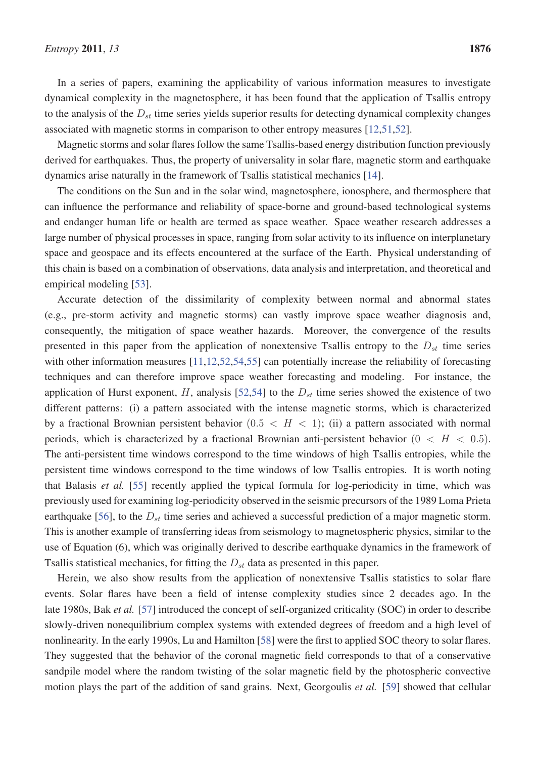In a series of papers, examining the applicability of various information measures to investigate dynamical complexity in the magnetosphere, it has been found that the application of Tsallis entropy to the analysis of the $D_{st}$ time series yields superior results for detecting dynamical complexity changes associated with magnetic storms in comparison to other entropy measures [12,51,52].

Magnetic storms and solar flares follow the same Tsallis-based energy distribution function previously derived for earthquakes. Thus, the property of universality in solar flare, magnetic storm and earthquake dynamics arise naturally in the framework of Tsallis statistical mechanics [14].

The conditions on the Sun and in the solar wind, magnetosphere, ionosphere, and thermosphere that can influence the performance and reliability of space-borne and ground-based technological systems and endanger human life or health are termed as space weather. Space weather research addresses a large number of physical processes in space, ranging from solar activity to its influence on interplanetary space and geospace and its effects encountered at the surface of the Earth. Physical understanding of this chain is based on a combination of observations, data analysis and interpretation, and theoretical and empirical modeling [53].

Accurate detection of the dissimilarity of complexity between normal and abnormal states (e.g., pre-storm activity and magnetic storms) can vastly improve space weather diagnosis and, consequently, the mitigation of space weather hazards. Moreover, the convergence of the results presented in this paper from the application of nonextensive Tsallis entropy to the $D_{st}$ time series with other information measures [11,12,52,54,55] can potentially increase the reliability of forecasting techniques and can therefore improve space weather forecasting and modeling. For instance, the application of Hurst exponent, $H$, analysis [52,54] to the $D_{st}$ time series showed the existence of two different patterns: (i) a pattern associated with the intense magnetic storms, which is characterized by a fractional Brownian persistent behavior $(0.5 < H < 1)$; (ii) a pattern associated with normal periods, which is characterized by a fractional Brownian anti-persistent behavior $(0 < H < 0.5)$. The anti-persistent time windows correspond to the time windows of high Tsallis entropies, while the persistent time windows correspond to the time windows of low Tsallis entropies. It is worth noting that Balasis *et al.* [55] recently applied the typical formula for log-periodicity in time, which was previously used for examining log-periodicity observed in the seismic precursors of the 1989 Loma Prieta earthquake [56], to the $D_{st}$ time series and achieved a successful prediction of a major magnetic storm. This is another example of transferring ideas from seismology to magnetospheric physics, similar to the use of Equation (6), which was originally derived to describe earthquake dynamics in the framework of Tsallis statistical mechanics, for fitting the $D_{st}$ data as presented in this paper.

Herein, we also show results from the application of nonextensive Tsallis statistics to solar flare events. Solar flares have been a field of intense complexity studies since 2 decades ago. In the late 1980s, Bak *et al.* [57] introduced the concept of self-organized criticality (SOC) in order to describe slowly-driven nonequilibrium complex systems with extended degrees of freedom and a high level of nonlinearity. In the early 1990s, Lu and Hamilton [58] were the first to applied SOC theory to solar flares. They suggested that the behavior of the coronal magnetic field corresponds to that of a conservative sandpile model where the random twisting of the solar magnetic field by the photospheric convective motion plays the part of the addition of sand grains. Next, Georgoulis *et al.* [59] showed that cellular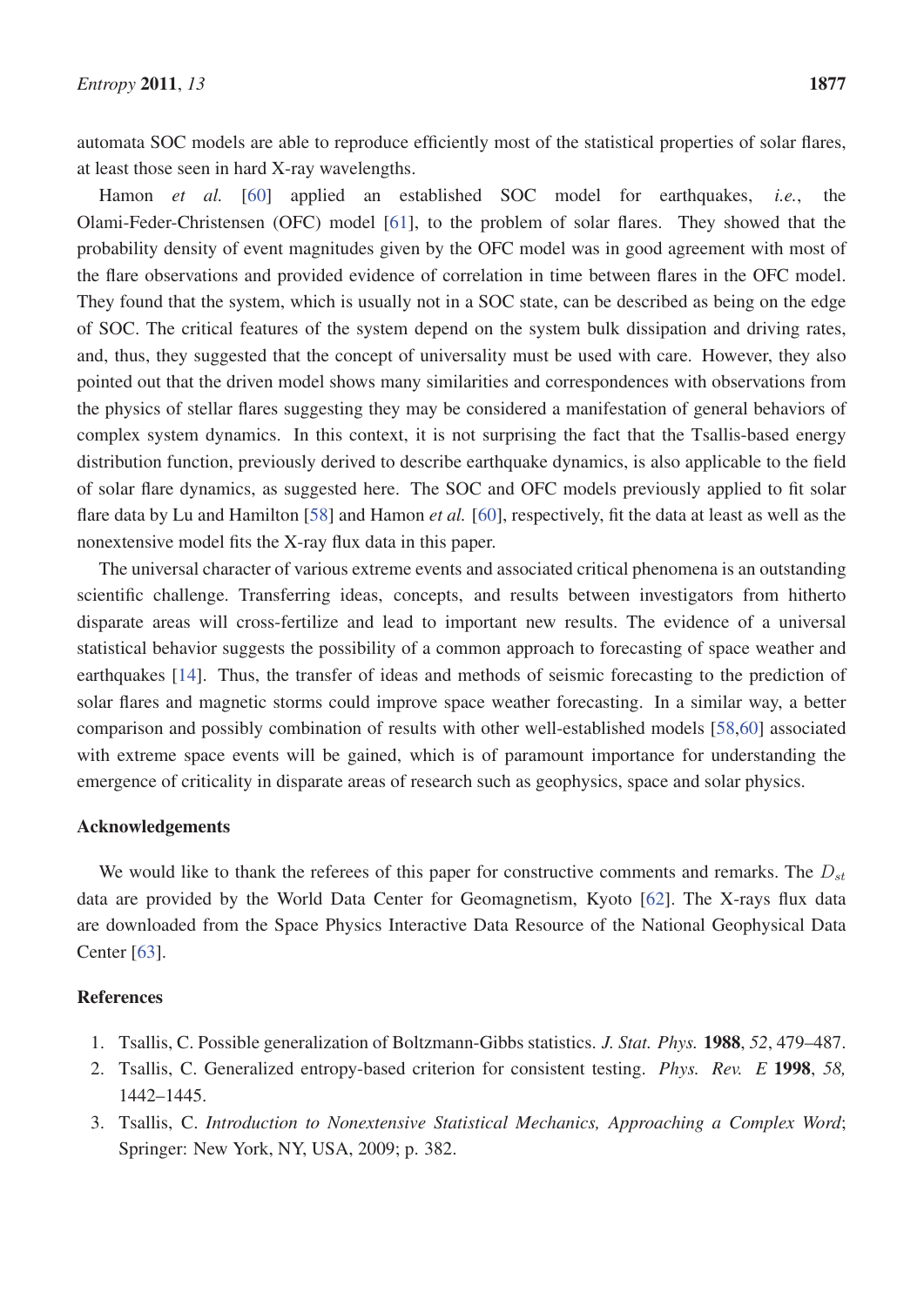automata SOC models are able to reproduce efficiently most of the statistical properties of solar flares, at least those seen in hard X-ray wavelengths.

Hamon *et al.* [60] applied an established SOC model for earthquakes, *i.e.*, the Olami-Feder-Christensen (OFC) model [61], to the problem of solar flares. They showed that the probability density of event magnitudes given by the OFC model was in good agreement with most of the flare observations and provided evidence of correlation in time between flares in the OFC model. They found that the system, which is usually not in a SOC state, can be described as being on the edge of SOC. The critical features of the system depend on the system bulk dissipation and driving rates, and, thus, they suggested that the concept of universality must be used with care. However, they also pointed out that the driven model shows many similarities and correspondences with observations from the physics of stellar flares suggesting they may be considered a manifestation of general behaviors of complex system dynamics. In this context, it is not surprising the fact that the Tsallis-based energy distribution function, previously derived to describe earthquake dynamics, is also applicable to the field of solar flare dynamics, as suggested here. The SOC and OFC models previously applied to fit solar flare data by Lu and Hamilton [58] and Hamon *et al.* [60], respectively, fit the data at least as well as the nonextensive model fits the X-ray flux data in this paper.

The universal character of various extreme events and associated critical phenomena is an outstanding scientific challenge. Transferring ideas, concepts, and results between investigators from hitherto disparate areas will cross-fertilize and lead to important new results. The evidence of a universal statistical behavior suggests the possibility of a common approach to forecasting of space weather and earthquakes [14]. Thus, the transfer of ideas and methods of seismic forecasting to the prediction of solar flares and magnetic storms could improve space weather forecasting. In a similar way, a better comparison and possibly combination of results with other well-established models [58,60] associated with extreme space events will be gained, which is of paramount importance for understanding the emergence of criticality in disparate areas of research such as geophysics, space and solar physics.

## Acknowledgements

We would like to thank the referees of this paper for constructive comments and remarks. The $D_{st}$ data are provided by the World Data Center for Geomagnetism, Kyoto [62]. The X-rays flux data are downloaded from the Space Physics Interactive Data Resource of the National Geophysical Data Center [63].

## References

1. Tsallis, C. Possible generalization of Boltzmann-Gibbs statistics. *J. Stat. Phys.* **1988**, *52*, 479–487.
2. Tsallis, C. Generalized entropy-based criterion for consistent testing. *Phys. Rev. E* **1998**, *58,* 1442–1445.
3. Tsallis, C. *Introduction to Nonextensive Statistical Mechanics, Approaching a Complex Word*; Springer: New York, NY, USA, 2009; p. 382.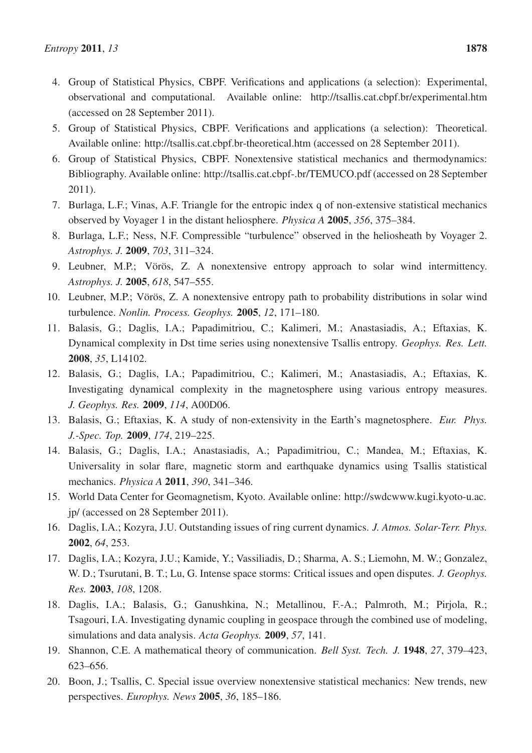4. Group of Statistical Physics, CBPF. Verifications and applications (a selection): Experimental, observational and computational. Available online: http://tsallis.cat.cbpf.br/experimental.htm (accessed on 28 September 2011).
5. Group of Statistical Physics, CBPF. Verifications and applications (a selection): Theoretical. Available online: http://tsallis.cat.cbpf.br-theoretical.htm (accessed on 28 September 2011).
6. Group of Statistical Physics, CBPF. Nonextensive statistical mechanics and thermodynamics: Bibliography. Available online: http://tsallis.cat.cbpf-.br/TEMUCO.pdf (accessed on 28 September 2011).
7. Burlaga, L.F.; Vinas, A.F. Triangle for the entropic index q of non-extensive statistical mechanics observed by Voyager 1 in the distant heliosphere. *Physica A* **2005**, *356*, 375–384.
8. Burlaga, L.F.; Ness, N.F. Compressible "turbulence" observed in the heliosheath by Voyager 2. *Astrophys. J.* **2009**, *703*, 311–324.
9. Leubner, M.P.; Vörös, Z. A nonextensive entropy approach to solar wind intermittency. *Astrophys. J.* **2005**, *618*, 547–555.
10. Leubner, M.P.; Vörös, Z. A nonextensive entropy path to probability distributions in solar wind turbulence. *Nonlin. Process. Geophys.* **2005**, *12*, 171–180.
11. Balasis, G.; Daglis, I.A.; Papadimitriou, C.; Kalimeri, M.; Anastasiadis, A.; Eftaxias, K. Dynamical complexity in Dst time series using nonextensive Tsallis entropy. *Geophys. Res. Lett.* **2008**, *35*, L14102.
12. Balasis, G.; Daglis, I.A.; Papadimitriou, C.; Kalimeri, M.; Anastasiadis, A.; Eftaxias, K. Investigating dynamical complexity in the magnetosphere using various entropy measures. *J. Geophys. Res.* **2009**, *114*, A00D06.
13. Balasis, G.; Eftaxias, K. A study of non-extensivity in the Earth's magnetosphere. *Eur. Phys. J.-Spec. Top.* **2009**, *174*, 219–225.
14. Balasis, G.; Daglis, I.A.; Anastasiadis, A.; Papadimitriou, C.; Mandea, M.; Eftaxias, K. Universality in solar flare, magnetic storm and earthquake dynamics using Tsallis statistical mechanics. *Physica A* **2011**, *390*, 341–346.
15. World Data Center for Geomagnetism, Kyoto. Available online: http://swdcwww.kugi.kyoto-u.ac.jp/ (accessed on 28 September 2011).
16. Daglis, I.A.; Kozyra, J.U. Outstanding issues of ring current dynamics. *J. Atmos. Solar-Terr. Phys.* **2002**, *64*, 253.
17. Daglis, I.A.; Kozyra, J.U.; Kamide, Y.; Vassiliadis, D.; Sharma, A. S.; Liemohn, M. W.; Gonzalez, W. D.; Tsurutani, B. T.; Lu, G. Intense space storms: Critical issues and open disputes. *J. Geophys. Res.* **2003**, *108*, 1208.
18. Daglis, I.A.; Balasis, G.; Ganushkina, N.; Metallinou, F.-A.; Palmroth, M.; Pirjola, R.; Tsagouri, I.A. Investigating dynamic coupling in geospace through the combined use of modeling, simulations and data analysis. *Acta Geophys.* **2009**, *57*, 141.
19. Shannon, C.E. A mathematical theory of communication. *Bell Syst. Tech. J.* **1948**, *27*, 379–423, 623–656.
20. Boon, J.; Tsallis, C. Special issue overview nonextensive statistical mechanics: New trends, new perspectives. *Europhys. News* **2005**, *36*, 185–186.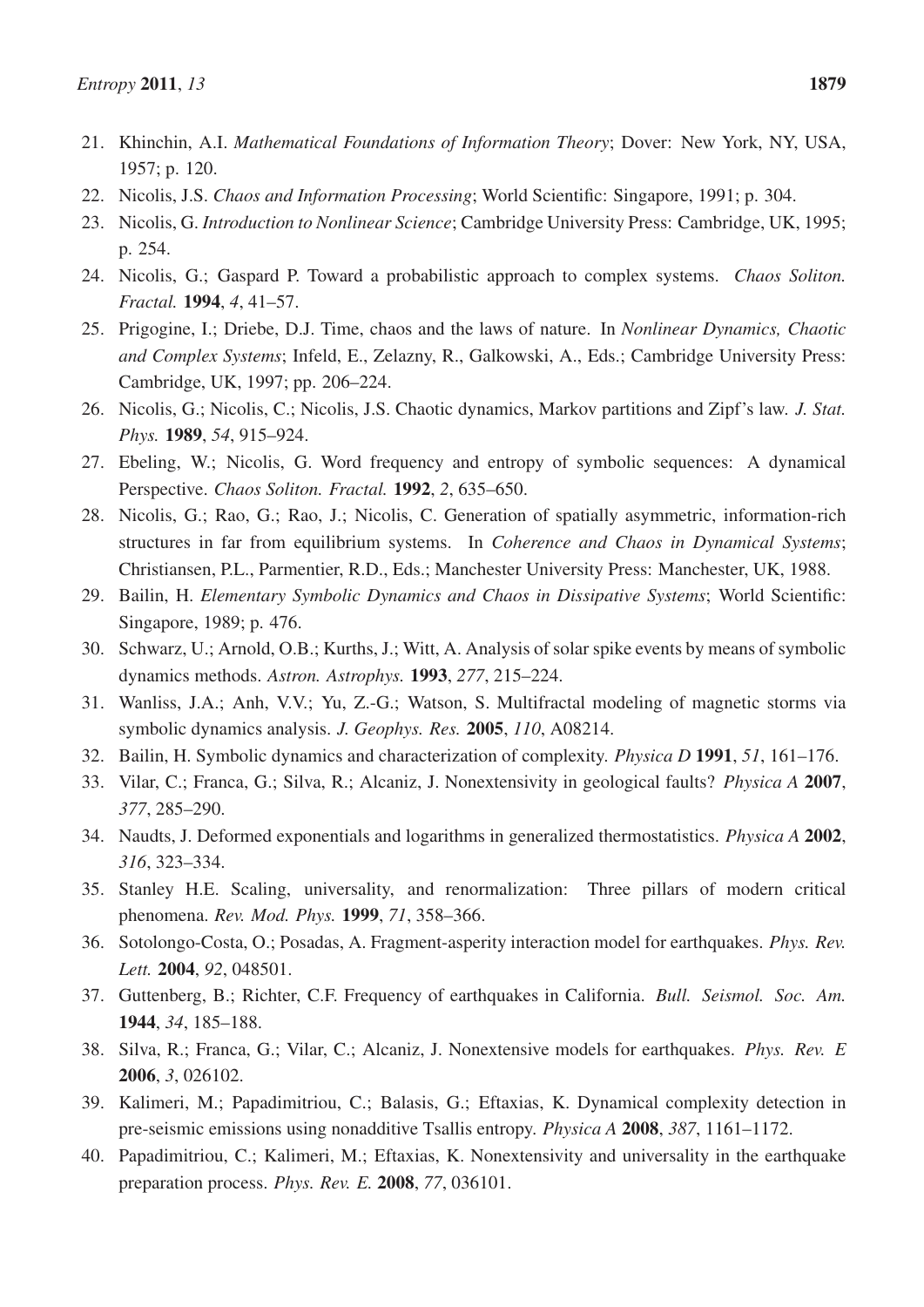21. Khinchin, A.I. *Mathematical Foundations of Information Theory*; Dover: New York, NY, USA, 1957; p. 120.
22. Nicolis, J.S. *Chaos and Information Processing*; World Scientific: Singapore, 1991; p. 304.
23. Nicolis, G. *Introduction to Nonlinear Science*; Cambridge University Press: Cambridge, UK, 1995; p. 254.
24. Nicolis, G.; Gaspard P. Toward a probabilistic approach to complex systems. *Chaos Soliton. Fractal.* **1994**, *4*, 41–57.
25. Prigogine, I.; Driebe, D.J. Time, chaos and the laws of nature. In *Nonlinear Dynamics, Chaotic and Complex Systems*; Infeld, E., Zelazny, R., Galkowski, A., Eds.; Cambridge University Press: Cambridge, UK, 1997; pp. 206–224.
26. Nicolis, G.; Nicolis, C.; Nicolis, J.S. Chaotic dynamics, Markov partitions and Zipf's law. *J. Stat. Phys.* **1989**, *54*, 915–924.
27. Ebeling, W.; Nicolis, G. Word frequency and entropy of symbolic sequences: A dynamical Perspective. *Chaos Soliton. Fractal.* **1992**, *2*, 635–650.
28. Nicolis, G.; Rao, G.; Rao, J.; Nicolis, C. Generation of spatially asymmetric, information-rich structures in far from equilibrium systems. In *Coherence and Chaos in Dynamical Systems*; Christiansen, P.L., Parmentier, R.D., Eds.; Manchester University Press: Manchester, UK, 1988.
29. Bailin, H. *Elementary Symbolic Dynamics and Chaos in Dissipative Systems*; World Scientific: Singapore, 1989; p. 476.
30. Schwarz, U.; Arnold, O.B.; Kurths, J.; Witt, A. Analysis of solar spike events by means of symbolic dynamics methods. *Astron. Astrophys.* **1993**, *277*, 215–224.
31. Wanliss, J.A.; Anh, V.V.; Yu, Z.-G.; Watson, S. Multifractal modeling of magnetic storms via symbolic dynamics analysis. *J. Geophys. Res.* **2005**, *110*, A08214.
32. Bailin, H. Symbolic dynamics and characterization of complexity. *Physica D* **1991**, *51*, 161–176.
33. Vilar, C.; Franca, G.; Silva, R.; Alcaniz, J. Nonextensivity in geological faults? *Physica A* **2007**, *377*, 285–290.
34. Naudts, J. Deformed exponentials and logarithms in generalized thermostatistics. *Physica A* **2002**, *316*, 323–334.
35. Stanley H.E. Scaling, universality, and renormalization: Three pillars of modern critical phenomena. *Rev. Mod. Phys.* **1999**, *71*, 358–366.
36. Sotolongo-Costa, O.; Posadas, A. Fragment-asperity interaction model for earthquakes. *Phys. Rev. Lett.* **2004**, *92*, 048501.
37. Guttenberg, B.; Richter, C.F. Frequency of earthquakes in California. *Bull. Seismol. Soc. Am.* **1944**, *34*, 185–188.
38. Silva, R.; Franca, G.; Vilar, C.; Alcaniz, J. Nonextensive models for earthquakes. *Phys. Rev. E* **2006**, *3*, 026102.
39. Kalimeri, M.; Papadimitriou, C.; Balasis, G.; Eftaxias, K. Dynamical complexity detection in pre-seismic emissions using nonadditive Tsallis entropy. *Physica A* **2008**, *387*, 1161–1172.
40. Papadimitriou, C.; Kalimeri, M.; Eftaxias, K. Nonextensivity and universality in the earthquake preparation process. *Phys. Rev. E.* **2008**, *77*, 036101.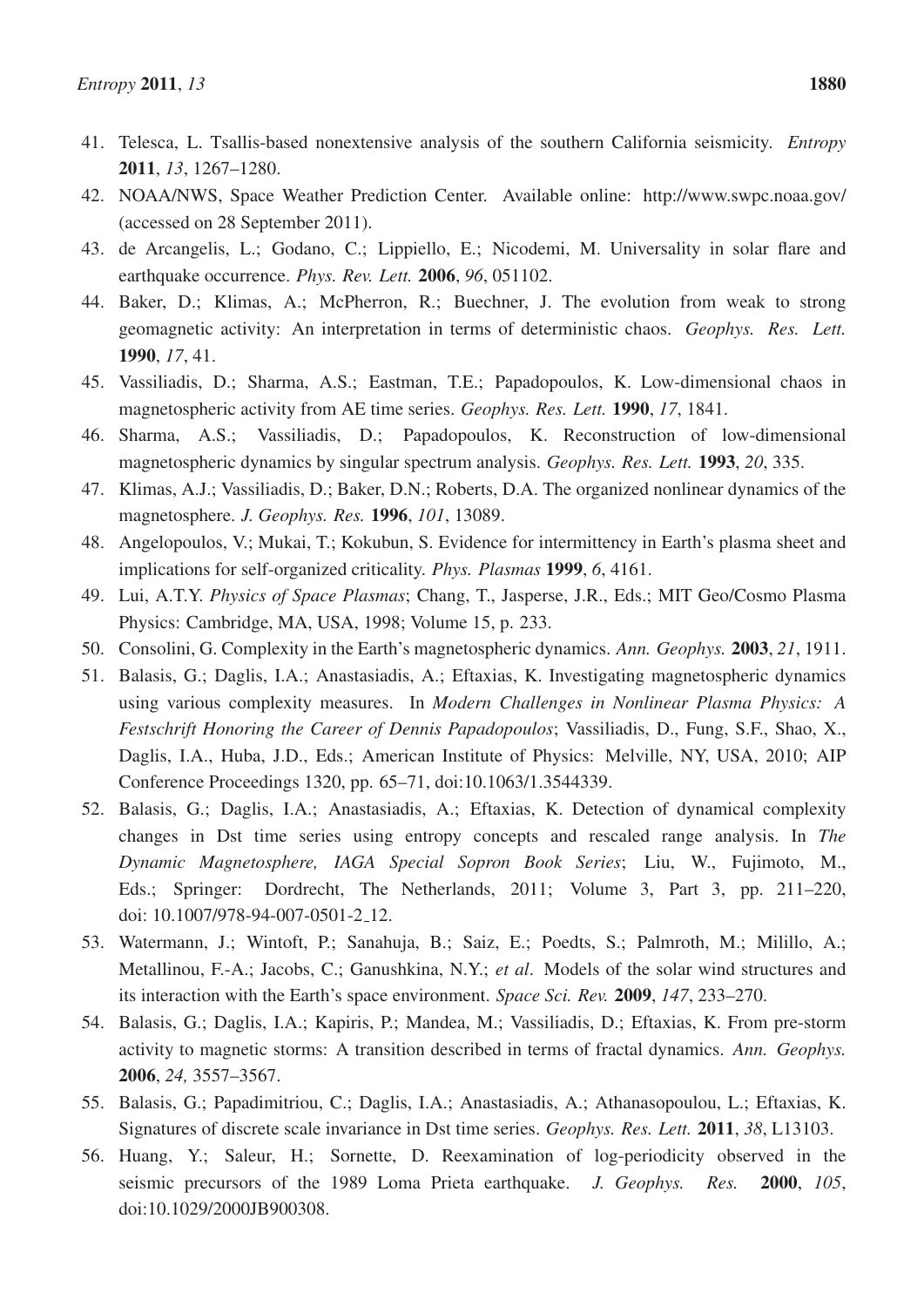41. Telesca, L. Tsallis-based nonextensive analysis of the southern California seismicity. *Entropy* **2011**, *13*, 1267–1280.
42. NOAA/NWS, Space Weather Prediction Center. Available online: http://www.swpc.noaa.gov/ (accessed on 28 September 2011).
43. de Arcangelis, L.; Godano, C.; Lippiello, E.; Nicodemi, M. Universality in solar flare and earthquake occurrence. *Phys. Rev. Lett.* **2006**, *96*, 051102.
44. Baker, D.; Klimas, A.; McPherron, R.; Buechner, J. The evolution from weak to strong geomagnetic activity: An interpretation in terms of deterministic chaos. *Geophys. Res. Lett.* **1990**, *17*, 41.
45. Vassiliadis, D.; Sharma, A.S.; Eastman, T.E.; Papadopoulos, K. Low-dimensional chaos in magnetospheric activity from AE time series. *Geophys. Res. Lett.* **1990**, *17*, 1841.
46. Sharma, A.S.; Vassiliadis, D.; Papadopoulos, K. Reconstruction of low-dimensional magnetospheric dynamics by singular spectrum analysis. *Geophys. Res. Lett.* **1993**, *20*, 335.
47. Klimas, A.J.; Vassiliadis, D.; Baker, D.N.; Roberts, D.A. The organized nonlinear dynamics of the magnetosphere. *J. Geophys. Res.* **1996**, *101*, 13089.
48. Angelopoulos, V.; Mukai, T.; Kokubun, S. Evidence for intermittency in Earth's plasma sheet and implications for self-organized criticality. *Phys. Plasmas* **1999**, *6*, 4161.
49. Lui, A.T.Y. *Physics of Space Plasmas*; Chang, T., Jasperse, J.R., Eds.; MIT Geo/Cosmo Plasma Physics: Cambridge, MA, USA, 1998; Volume 15, p. 233.
50. Consolini, G. Complexity in the Earth's magnetospheric dynamics. *Ann. Geophys.* **2003**, *21*, 1911.
51. Balasis, G.; Daglis, I.A.; Anastasiadis, A.; Eftaxias, K. Investigating magnetospheric dynamics using various complexity measures. In *Modern Challenges in Nonlinear Plasma Physics: A Festschrift Honoring the Career of Dennis Papadopoulos*; Vassiliadis, D., Fung, S.F., Shao, X., Daglis, I.A., Huba, J.D., Eds.; American Institute of Physics: Melville, NY, USA, 2010; AIP Conference Proceedings 1320, pp. 65–71, doi:10.1063/1.3544339.
52. Balasis, G.; Daglis, I.A.; Anastasiadis, A.; Eftaxias, K. Detection of dynamical complexity changes in Dst time series using entropy concepts and rescaled range analysis. In *The Dynamic Magnetosphere, IAGA Special Sopron Book Series*; Liu, W., Fujimoto, M., Eds.; Springer: Dordrecht, The Netherlands, 2011; Volume 3, Part 3, pp. 211–220, doi: 10.1007/978-94-007-0501-2_12.
53. Watermann, J.; Wintoft, P.; Sanahuja, B.; Saiz, E.; Poedts, S.; Palmroth, M.; Milillo, A.; Metallinou, F.-A.; Jacobs, C.; Ganushkina, N.Y.; *et al*. Models of the solar wind structures and its interaction with the Earth's space environment. *Space Sci. Rev.* **2009**, *147*, 233–270.
54. Balasis, G.; Daglis, I.A.; Kapiris, P.; Mandea, M.; Vassiliadis, D.; Eftaxias, K. From pre-storm activity to magnetic storms: A transition described in terms of fractal dynamics. *Ann. Geophys.* **2006**, *24,* 3557–3567.
55. Balasis, G.; Papadimitriou, C.; Daglis, I.A.; Anastasiadis, A.; Athanasopoulou, L.; Eftaxias, K. Signatures of discrete scale invariance in Dst time series. *Geophys. Res. Lett.* **2011**, *38*, L13103.
56. Huang, Y.; Saleur, H.; Sornette, D. Reexamination of log-periodicity observed in the seismic precursors of the 1989 Loma Prieta earthquake. *J. Geophys. Res.* **2000**, *105*, doi:10.1029/2000JB900308.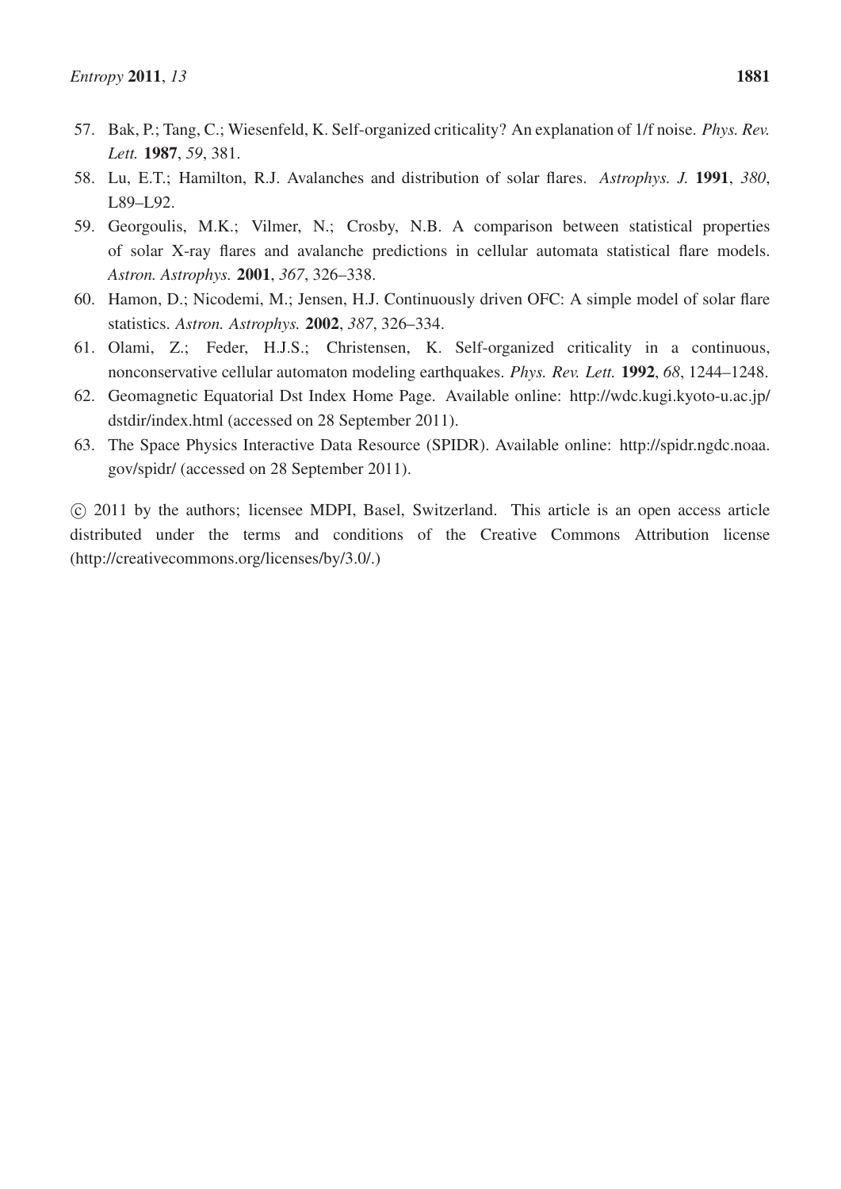57. Bak, P.; Tang, C.; Wiesenfeld, K. Self-organized criticality? An explanation of 1/f noise. *Phys. Rev. Lett.* **1987**, *59*, 381.
58. Lu, E.T.; Hamilton, R.J. Avalanches and distribution of solar flares. *Astrophys. J.* **1991**, *380*, L89–L92.
59. Georgoulis, M.K.; Vilmer, N.; Crosby, N.B. A comparison between statistical properties of solar X-ray flares and avalanche predictions in cellular automata statistical flare models. *Astron. Astrophys.* **2001**, *367*, 326–338.
60. Hamon, D.; Nicodemi, M.; Jensen, H.J. Continuously driven OFC: A simple model of solar flare statistics. *Astron. Astrophys.* **2002**, *387*, 326–334.
61. Olami, Z.; Feder, H.J.S.; Christensen, K. Self-organized criticality in a continuous, nonconservative cellular automaton modeling earthquakes. *Phys. Rev. Lett.* **1992**, *68*, 1244–1248.
62. Geomagnetic Equatorial Dst Index Home Page. Available online: http://wdc.kugi.kyoto-u.ac.jp/dstdir/index.html (accessed on 28 September 2011).
63. The Space Physics Interactive Data Resource (SPIDR). Available online: http://spidr.ngdc.noaa.gov/spidr/ (accessed on 28 September 2011).

© 2011 by the authors; licensee MDPI, Basel, Switzerland. This article is an open access article distributed under the terms and conditions of the Creative Commons Attribution license (http://creativecommons.org/licenses/by/3.0/.)